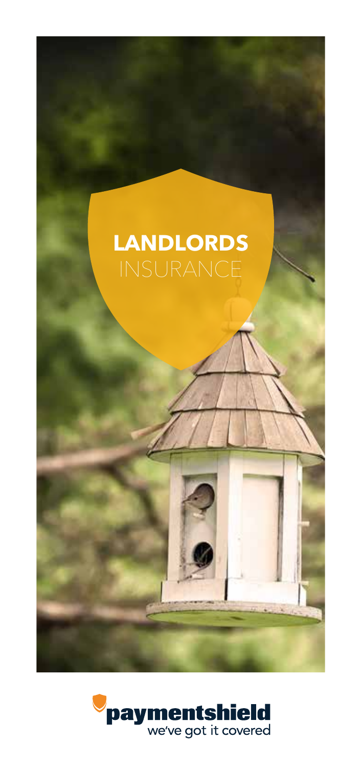# LANDLORDS INSURANCE

**paymentshield**

we've got it covered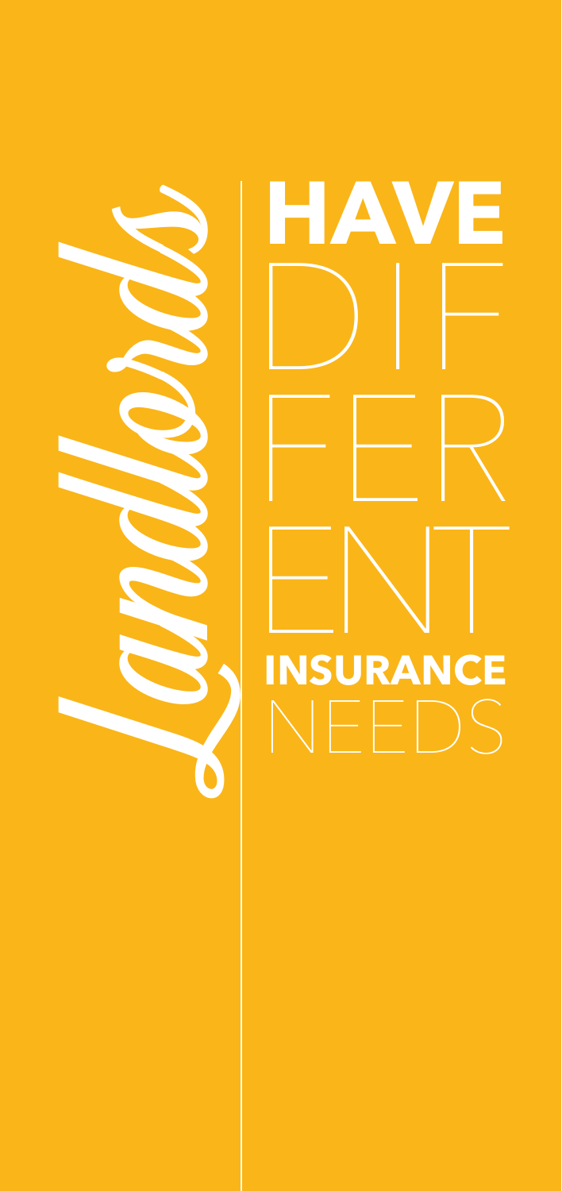# *Landlords* HAVE DIFFERENT INSURANCE NEEDS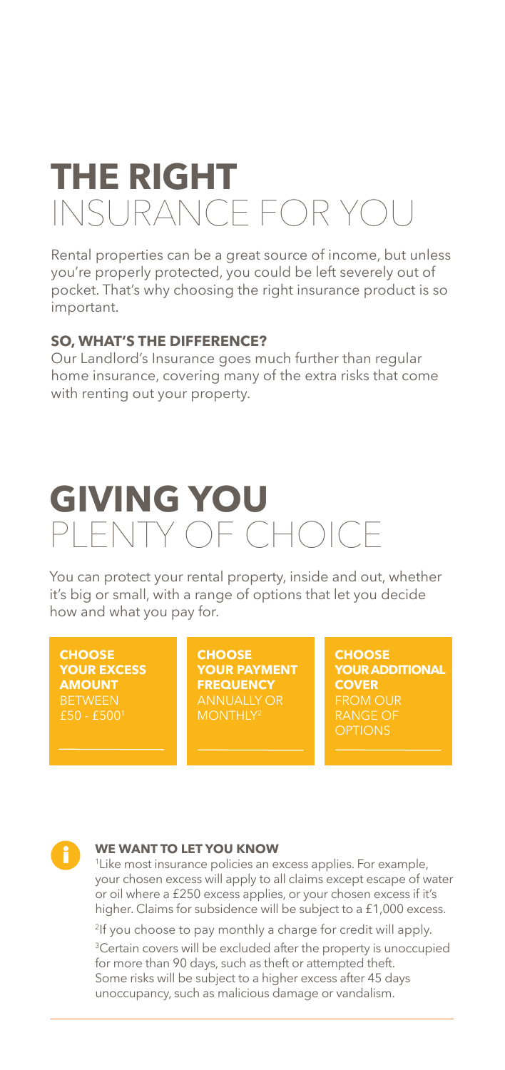# THE RIGHT INSURANCE FOR YOU

Rental properties can be a great source of income, but unless you're properly protected, you could be left severely out of pocket. That's why choosing the right insurance product is so important.

### SO, WHAT'S THE DIFFERENCE?

Our Landlord's Insurance goes much further than regular home insurance, covering many of the extra risks that come with renting out your property.

# GIVING YOU PLENTY OF CHOICE

You can protect your rental property, inside and out, whether it's big or small, with a range of options that let you decide how and what you pay for.

**CHOOSE YOUR EXCESS AMOUNT** BETWEEN £50 - £500[1]

**CHOOSE YOUR PAYMENT FREQUENCY** ANNUALLY OR MONTHLY[2]

**CHOOSE YOUR ADDITIONAL COVER** FROM OUR RANGE OF OPTIONS

### WE WANT TO LET YOU KNOW

[1]Like most insurance policies an excess applies. For example, your chosen excess will apply to all claims except escape of water or oil where a £250 excess applies, or your chosen excess if it's higher. Claims for subsidence will be subject to a £1,000 excess.

[2]If you choose to pay monthly a charge for credit will apply.

[3]Certain covers will be excluded after the property is unoccupied for more than 90 days, such as theft or attempted theft. Some risks will be subject to a higher excess after 45 days unoccupancy, such as malicious damage or vandalism.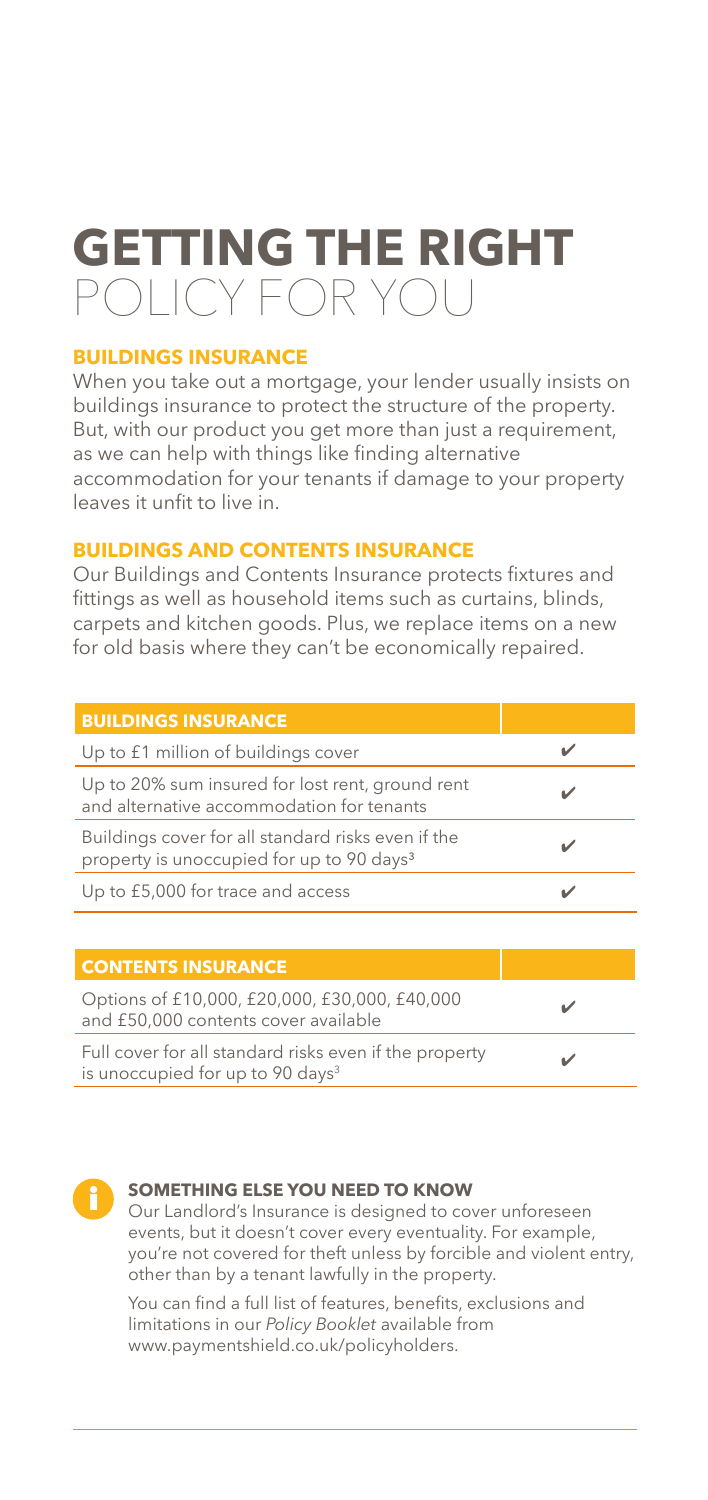# GETTING THE RIGHT POLICY FOR YOU

### BUILDINGS INSURANCE

When you take out a mortgage, your lender usually insists on buildings insurance to protect the structure of the property. But, with our product you get more than just a requirement, as we can help with things like finding alternative accommodation for your tenants if damage to your property leaves it unfit to live in.

### BUILDINGS AND CONTENTS INSURANCE

Our Buildings and Contents Insurance protects fixtures and fittings as well as household items such as curtains, blinds, carpets and kitchen goods. Plus, we replace items on a new for old basis where they can't be economically repaired.

| BUILDINGS INSURANCE | |
|---|---|
| Up to £1 million of buildings cover | ✔ |
| Up to 20% sum insured for lost rent, ground rent and alternative accommodation for tenants | ✔ |
| Buildings cover for all standard risks even if the property is unoccupied for up to 90 days[3] | ✔ |
| Up to £5,000 for trace and access | ✔ |

| CONTENTS INSURANCE | |
|---|---|
| Options of £10,000, £20,000, £30,000, £40,000 and £50,000 contents cover available | ✔ |
| Full cover for all standard risks even if the property is unoccupied for up to 90 days[3] | ✔ |

**SOMETHING ELSE YOU NEED TO KNOW**

Our Landlord's Insurance is designed to cover unforeseen events, but it doesn't cover every eventuality. For example, you're not covered for theft unless by forcible and violent entry, other than by a tenant lawfully in the property.

You can find a full list of features, benefits, exclusions and limitations in our *Policy Booklet* available from www.paymentshield.co.uk/policyholders.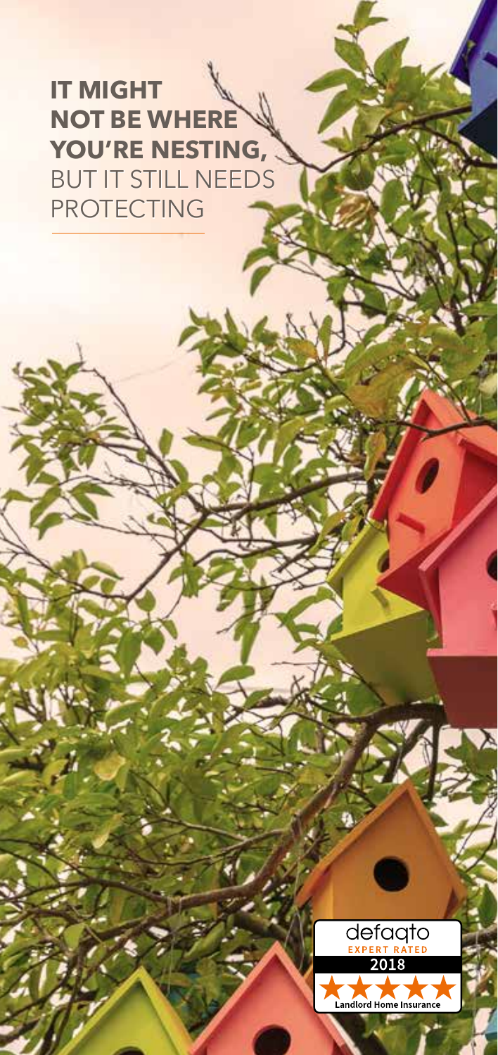**IT MIGHT NOT BE WHERE YOU'RE NESTING,** BUT IT STILL NEEDS PROTECTING

defaqto
EXPERT RATED
2018
Landlord Home Insurance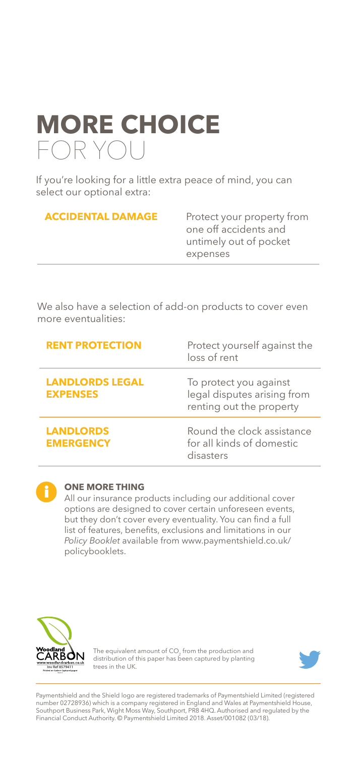# MORE CHOICE
FOR YOU

If you're looking for a little extra peace of mind, you can select our optional extra:

| | |
|---|---|
| **ACCIDENTAL DAMAGE** | Protect your property from one off accidents and untimely out of pocket expenses |

We also have a selection of add-on products to cover even more eventualities:

| | |
|---|---|
| **RENT PROTECTION** | Protect yourself against the loss of rent |
| **LANDLORDS LEGAL EXPENSES** | To protect you against legal disputes arising from renting out the property |
| **LANDLORDS EMERGENCY** | Round the clock assistance for all kinds of domestic disasters |

**ONE MORE THING**

All our insurance products including our additional cover options are designed to cover certain unforeseen events, but they don't cover every eventuality. You can find a full list of features, benefits, exclusions and limitations in our *Policy Booklet* available from www.paymentshield.co.uk/policybooklets.

Woodland CARBON
www.woodlandcarbon.co.uk
Inv Ref 8579411

The equivalent amount of $CO_2$ from the production and distribution of this paper has been captured by planting trees in the UK.

Paymentshield and the Shield logo are registered trademarks of Paymentshield Limited (registered number 02728936) which is a company registered in England and Wales at Paymentshield House, Southport Business Park, Wight Moss Way, Southport, PR8 4HQ. Authorised and regulated by the Financial Conduct Authority. © Paymentshield Limited 2018. Asset/001082 (03/18).